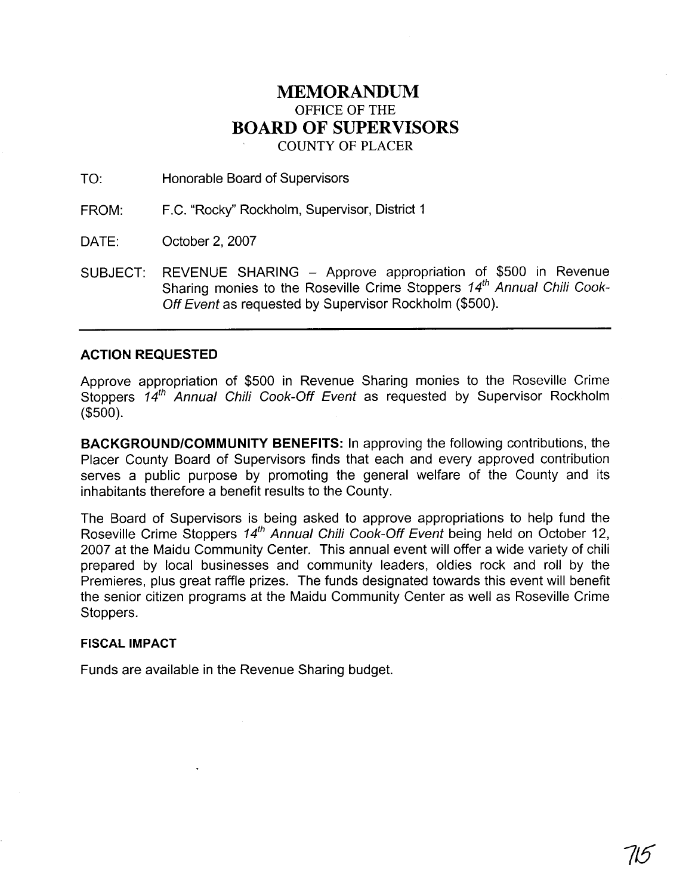# MEMORANDUM
## OFFICE OF THE
# BOARD OF SUPERVISORS
## COUNTY OF PLACER

TO: Honorable Board of Supervisors

FROM: F.C. "Rocky" Rockholm, Supervisor, District 1

DATE: October 2, 2007

SUBJECT: REVENUE SHARING – Approve appropriation of $500 in Revenue Sharing monies to the Roseville Crime Stoppers *14th Annual Chili Cook-Off Event* as requested by Supervisor Rockholm ($500).

---

### ACTION REQUESTED

Approve appropriation of $500 in Revenue Sharing monies to the Roseville Crime Stoppers *14th Annual Chili Cook-Off Event* as requested by Supervisor Rockholm ($500).

**BACKGROUND/COMMUNITY BENEFITS:** In approving the following contributions, the Placer County Board of Supervisors finds that each and every approved contribution serves a public purpose by promoting the general welfare of the County and its inhabitants therefore a benefit results to the County.

The Board of Supervisors is being asked to approve appropriations to help fund the Roseville Crime Stoppers *14th Annual Chili Cook-Off Event* being held on October 12, 2007 at the Maidu Community Center. This annual event will offer a wide variety of chili prepared by local businesses and community leaders, oldies rock and roll by the Premieres, plus great raffle prizes. The funds designated towards this event will benefit the senior citizen programs at the Maidu Community Center as well as Roseville Crime Stoppers.

### FISCAL IMPACT

Funds are available in the Revenue Sharing budget.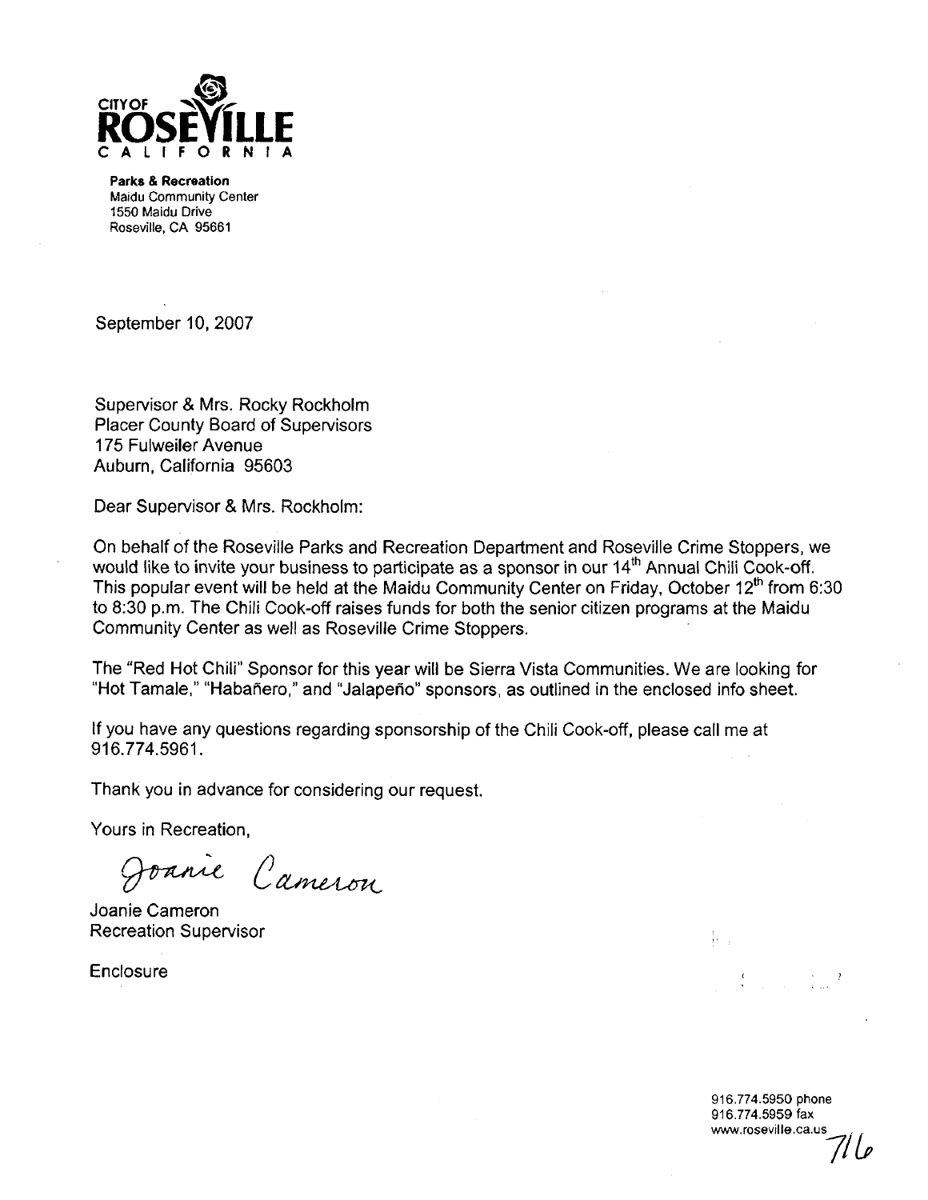CITY OF
**ROSEVILLE**
CALIFORNIA

**Parks & Recreation**
Maidu Community Center
1550 Maidu Drive
Roseville, CA 95661

September 10, 2007

Supervisor & Mrs. Rocky Rockholm
Placer County Board of Supervisors
175 Fulweiler Avenue
Auburn, California 95603

Dear Supervisor & Mrs. Rockholm:

On behalf of the Roseville Parks and Recreation Department and Roseville Crime Stoppers, we would like to invite your business to participate as a sponsor in our 14th Annual Chili Cook-off. This popular event will be held at the Maidu Community Center on Friday, October 12th from 6:30 to 8:30 p.m. The Chili Cook-off raises funds for both the senior citizen programs at the Maidu Community Center as well as Roseville Crime Stoppers.

The "Red Hot Chili" Sponsor for this year will be Sierra Vista Communities. We are looking for "Hot Tamale," "Habañero," and "Jalapeño" sponsors, as outlined in the enclosed info sheet.

If you have any questions regarding sponsorship of the Chili Cook-off, please call me at 916.774.5961.

Thank you in advance for considering our request.

Yours in Recreation,

Joanie Cameron

Joanie Cameron
Recreation Supervisor

Enclosure

916.774.5950 phone
916.774.5959 fax
www.roseville.ca.us